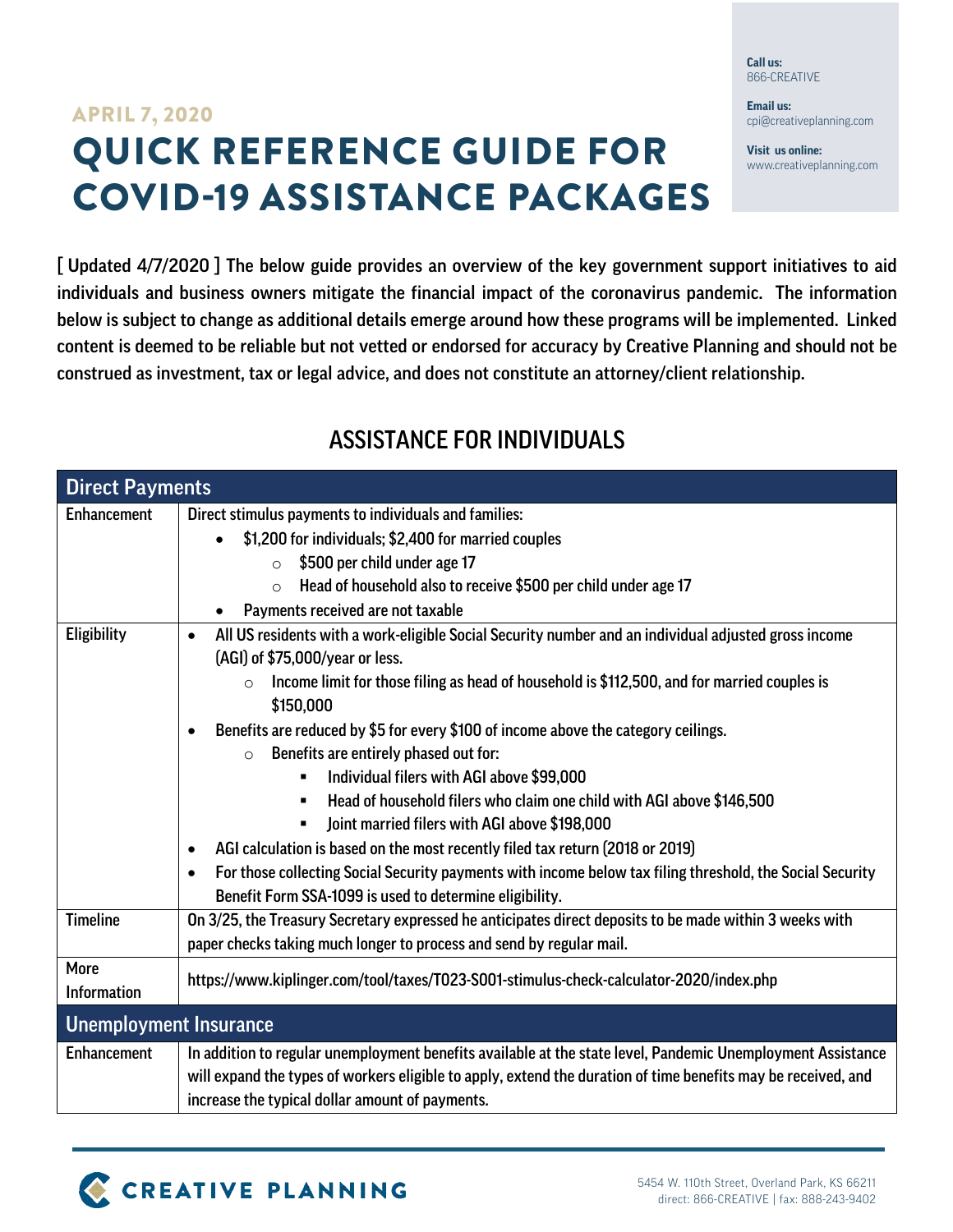APRIL 7, 2020

# QUICK REFERENCE GUIDE FOR COVID-19 ASSISTANCE PACKAGES

**Call us:**
866-CREATIVE

**Email us:**
cpi@creativeplanning.com

**Visit us online:**
www.creativeplanning.com

**[ Updated 4/7/2020 ] The below guide provides an overview of the key government support initiatives to aid individuals and business owners mitigate the financial impact of the coronavirus pandemic. The information below is subject to change as additional details emerge around how these programs will be implemented. Linked content is deemed to be reliable but not vetted or endorsed for accuracy by Creative Planning and should not be construed as investment, tax or legal advice, and does not constitute an attorney/client relationship.**

## ASSISTANCE FOR INDIVIDUALS

| Direct Payments | |
|---|---|
| Enhancement | Direct stimulus payments to individuals and families:<br>• $1,200 for individuals; $2,400 for married couples<br>  ○ $500 per child under age 17<br>  ○ Head of household also to receive $500 per child under age 17<br>• Payments received are not taxable |
| Eligibility | • All US residents with a work-eligible Social Security number and an individual adjusted gross income (AGI) of $75,000/year or less.<br>  ○ Income limit for those filing as head of household is $112,500, and for married couples is $150,000<br>• Benefits are reduced by $5 for every $100 of income above the category ceilings.<br>  ○ Benefits are entirely phased out for:<br>    ▪ Individual filers with AGI above $99,000<br>    ▪ Head of household filers who claim one child with AGI above $146,500<br>    ▪ Joint married filers with AGI above $198,000<br>• AGI calculation is based on the most recently filed tax return (2018 or 2019)<br>• For those collecting Social Security payments with income below tax filing threshold, the Social Security Benefit Form SSA-1099 is used to determine eligibility. |
| Timeline | On 3/25, the Treasury Secretary expressed he anticipates direct deposits to be made within 3 weeks with paper checks taking much longer to process and send by regular mail. |
| More Information | https://www.kiplinger.com/tool/taxes/T023-S001-stimulus-check-calculator-2020/index.php |

| Unemployment Insurance | |
|---|---|
| Enhancement | In addition to regular unemployment benefits available at the state level, Pandemic Unemployment Assistance will expand the types of workers eligible to apply, extend the duration of time benefits may be received, and increase the typical dollar amount of payments. |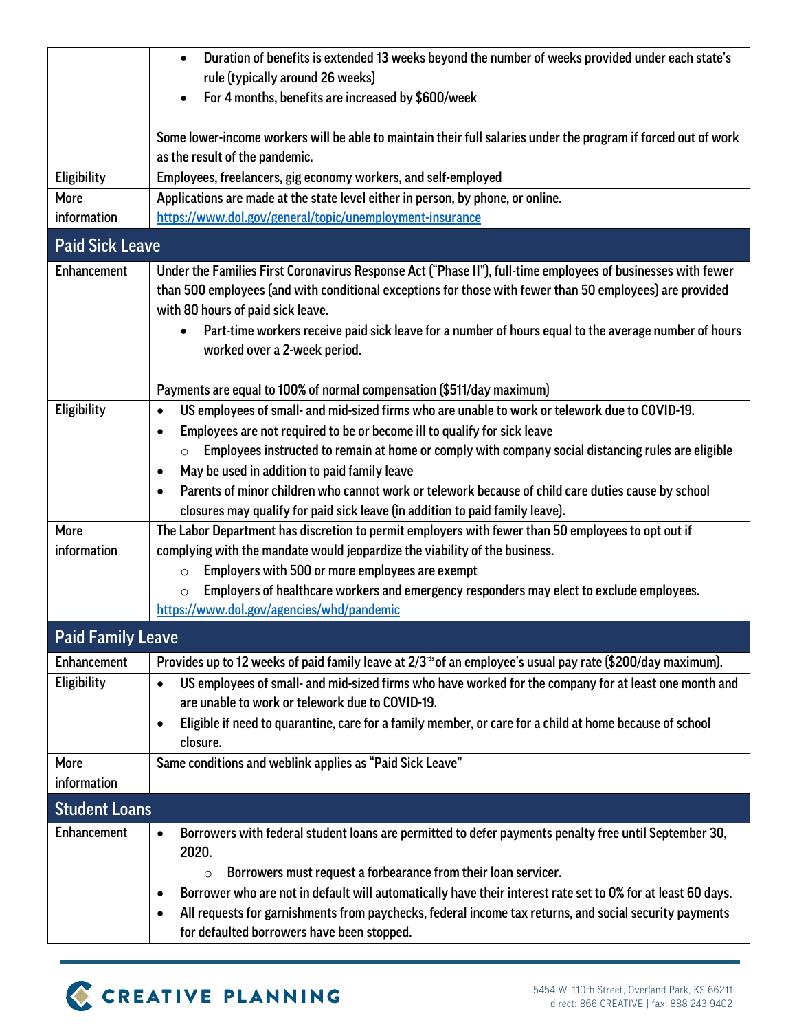| | |
|---|---|
| | • Duration of benefits is extended 13 weeks beyond the number of weeks provided under each state's rule (typically around 26 weeks)<br>• For 4 months, benefits are increased by \$600/week<br><br>Some lower-income workers will be able to maintain their full salaries under the program if forced out of work as the result of the pandemic. |
| Eligibility | Employees, freelancers, gig economy workers, and self-employed |
| More information | Applications are made at the state level either in person, by phone, or online.<br>https://www.dol.gov/general/topic/unemployment-insurance |

## Paid Sick Leave

| | |
|---|---|
| Enhancement | Under the Families First Coronavirus Response Act ("Phase II"), full-time employees of businesses with fewer than 500 employees (and with conditional exceptions for those with fewer than 50 employees) are provided with 80 hours of paid sick leave.<br>• Part-time workers receive paid sick leave for a number of hours equal to the average number of hours worked over a 2-week period.<br><br>Payments are equal to 100% of normal compensation (\$511/day maximum) |
| Eligibility | • US employees of small- and mid-sized firms who are unable to work or telework due to COVID-19.<br>• Employees are not required to be or become ill to qualify for sick leave<br>&nbsp;&nbsp;&nbsp;&nbsp;○ Employees instructed to remain at home or comply with company social distancing rules are eligible<br>• May be used in addition to paid family leave<br>• Parents of minor children who cannot work or telework because of child care duties cause by school closures may qualify for paid sick leave (in addition to paid family leave). |
| More information | The Labor Department has discretion to permit employers with fewer than 50 employees to opt out if complying with the mandate would jeopardize the viability of the business.<br>&nbsp;&nbsp;&nbsp;&nbsp;○ Employers with 500 or more employees are exempt<br>&nbsp;&nbsp;&nbsp;&nbsp;○ Employers of healthcare workers and emergency responders may elect to exclude employees.<br>https://www.dol.gov/agencies/whd/pandemic |

## Paid Family Leave

| | |
|---|---|
| Enhancement | Provides up to 12 weeks of paid family leave at 2/3rds of an employee's usual pay rate (\$200/day maximum). |
| Eligibility | • US employees of small- and mid-sized firms who have worked for the company for at least one month and are unable to work or telework due to COVID-19.<br>• Eligible if need to quarantine, care for a family member, or care for a child at home because of school closure. |
| More information | Same conditions and weblink applies as "Paid Sick Leave" |

## Student Loans

| | |
|---|---|
| Enhancement | • Borrowers with federal student loans are permitted to defer payments penalty free until September 30, 2020.<br>&nbsp;&nbsp;&nbsp;&nbsp;○ Borrowers must request a forbearance from their loan servicer.<br>• Borrower who are not in default will automatically have their interest rate set to 0% for at least 60 days.<br>• All requests for garnishments from paychecks, federal income tax returns, and social security payments for defaulted borrowers have been stopped. |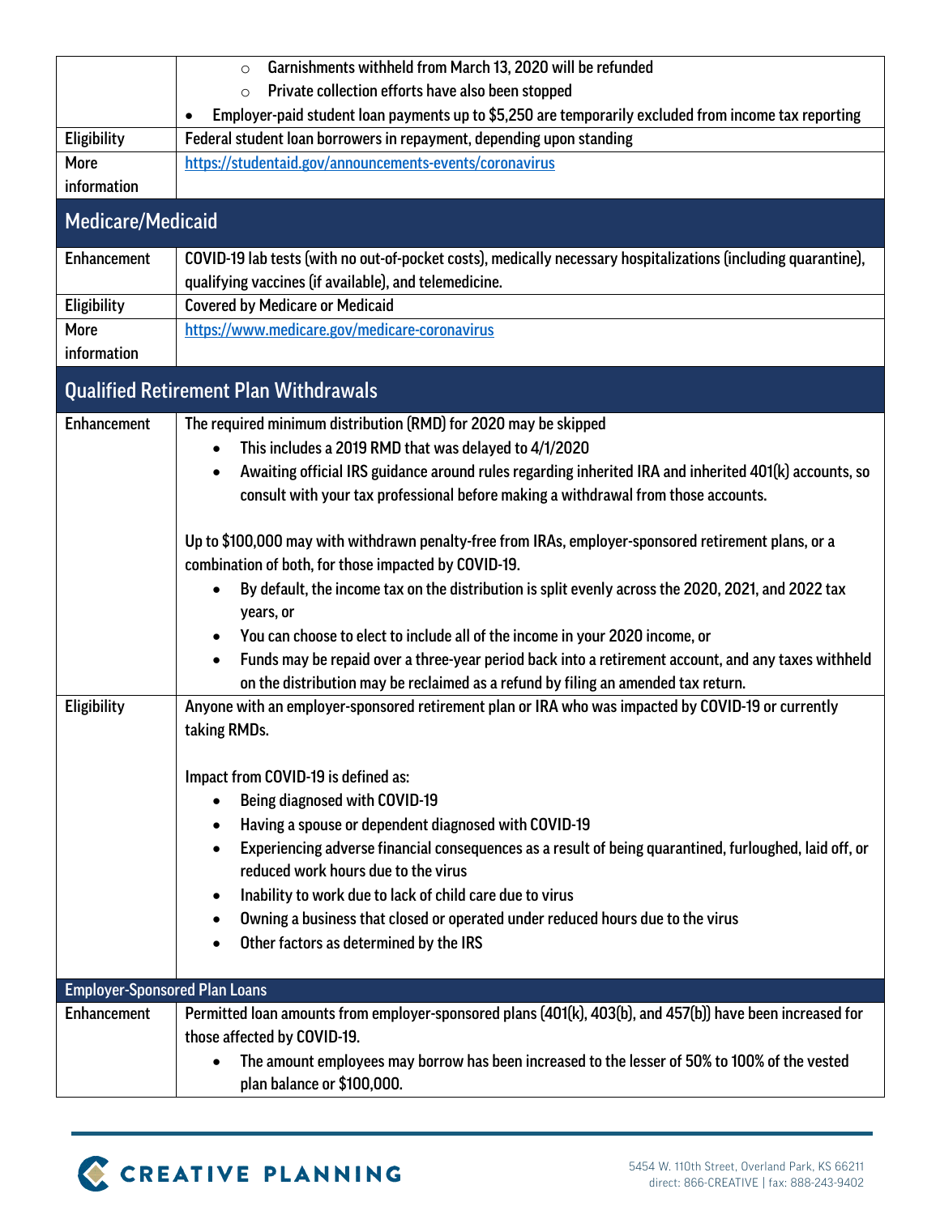| | |
|---|---|
| | ○ Garnishments withheld from March 13, 2020 will be refunded<br>○ Private collection efforts have also been stopped<br>• Employer-paid student loan payments up to $5,250 are temporarily excluded from income tax reporting |
| Eligibility | Federal student loan borrowers in repayment, depending upon standing |
| More information | https://studentaid.gov/announcements-events/coronavirus |

## Medicare/Medicaid

| | |
|---|---|
| Enhancement | COVID-19 lab tests (with no out-of-pocket costs), medically necessary hospitalizations (including quarantine), qualifying vaccines (if available), and telemedicine. |
| Eligibility | Covered by Medicare or Medicaid |
| More information | https://www.medicare.gov/medicare-coronavirus |

## Qualified Retirement Plan Withdrawals

| | |
|---|---|
| Enhancement | The required minimum distribution (RMD) for 2020 may be skipped<br>• This includes a 2019 RMD that was delayed to 4/1/2020<br>• Awaiting official IRS guidance around rules regarding inherited IRA and inherited 401(k) accounts, so consult with your tax professional before making a withdrawal from those accounts.<br><br>Up to $100,000 may with withdrawn penalty-free from IRAs, employer-sponsored retirement plans, or a combination of both, for those impacted by COVID-19.<br>• By default, the income tax on the distribution is split evenly across the 2020, 2021, and 2022 tax years, or<br>• You can choose to elect to include all of the income in your 2020 income, or<br>• Funds may be repaid over a three-year period back into a retirement account, and any taxes withheld on the distribution may be reclaimed as a refund by filing an amended tax return. |
| Eligibility | Anyone with an employer-sponsored retirement plan or IRA who was impacted by COVID-19 or currently taking RMDs.<br><br>Impact from COVID-19 is defined as:<br>• Being diagnosed with COVID-19<br>• Having a spouse or dependent diagnosed with COVID-19<br>• Experiencing adverse financial consequences as a result of being quarantined, furloughed, laid off, or reduced work hours due to the virus<br>• Inability to work due to lack of child care due to virus<br>• Owning a business that closed or operated under reduced hours due to the virus<br>• Other factors as determined by the IRS |

### Employer-Sponsored Plan Loans

| | |
|---|---|
| Enhancement | Permitted loan amounts from employer-sponsored plans (401(k), 403(b), and 457(b)) have been increased for those affected by COVID-19.<br>• The amount employees may borrow has been increased to the lesser of 50% to 100% of the vested plan balance or $100,000. |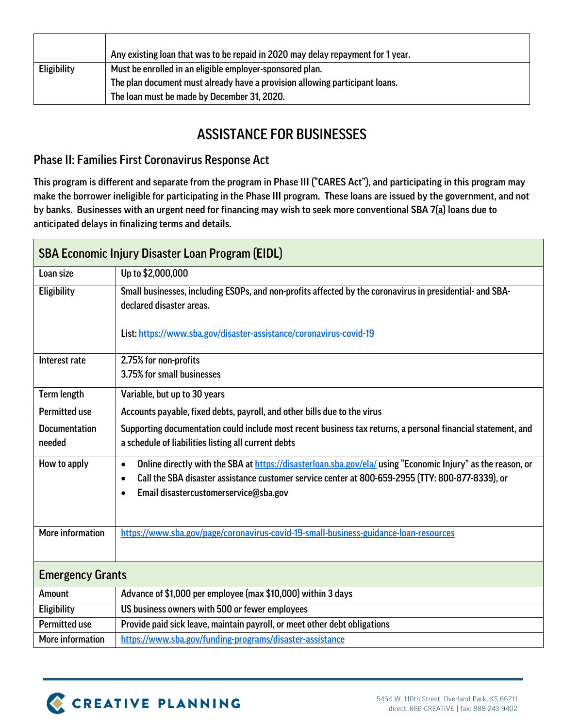| | |
|---|---|
| | Any existing loan that was to be repaid in 2020 may delay repayment for 1 year. |
| Eligibility | Must be enrolled in an eligible employer-sponsored plan.<br>The plan document must already have a provision allowing participant loans.<br>The loan must be made by December 31, 2020. |

# ASSISTANCE FOR BUSINESSES

## Phase II: Families First Coronavirus Response Act

**This program is different and separate from the program in Phase III ("CARES Act"), and participating in this program may make the borrower ineligible for participating in the Phase III program. These loans are issued by the government, and not by banks. Businesses with an urgent need for financing may wish to seek more conventional SBA 7(a) loans due to anticipated delays in finalizing terms and details.**

| SBA Economic Injury Disaster Loan Program (EIDL) | |
|---|---|
| Loan size | Up to $2,000,000 |
| Eligibility | Small businesses, including ESOPs, and non-profits affected by the coronavirus in presidential- and SBA-declared disaster areas.<br><br>List: [https://www.sba.gov/disaster-assistance/coronavirus-covid-19](https://www.sba.gov/disaster-assistance/coronavirus-covid-19) |
| Interest rate | 2.75% for non-profits<br>3.75% for small businesses |
| Term length | Variable, but up to 30 years |
| Permitted use | Accounts payable, fixed debts, payroll, and other bills due to the virus |
| Documentation needed | Supporting documentation could include most recent business tax returns, a personal financial statement, and a schedule of liabilities listing all current debts |
| How to apply | • Online directly with the SBA at [https://disasterloan.sba.gov/ela/](https://disasterloan.sba.gov/ela/) using "Economic Injury" as the reason, or<br>• Call the SBA disaster assistance customer service center at 800-659-2955 (TTY: 800-877-8339), or<br>• Email disastercustomerservice@sba.gov |
| More information | [https://www.sba.gov/page/coronavirus-covid-19-small-business-guidance-loan-resources](https://www.sba.gov/page/coronavirus-covid-19-small-business-guidance-loan-resources) |

| Emergency Grants | |
|---|---|
| Amount | Advance of $1,000 per employee (max $10,000) within 3 days |
| Eligibility | US business owners with 500 or fewer employees |
| Permitted use | Provide paid sick leave, maintain payroll, or meet other debt obligations |
| More information | [https://www.sba.gov/funding-programs/disaster-assistance](https://www.sba.gov/funding-programs/disaster-assistance) |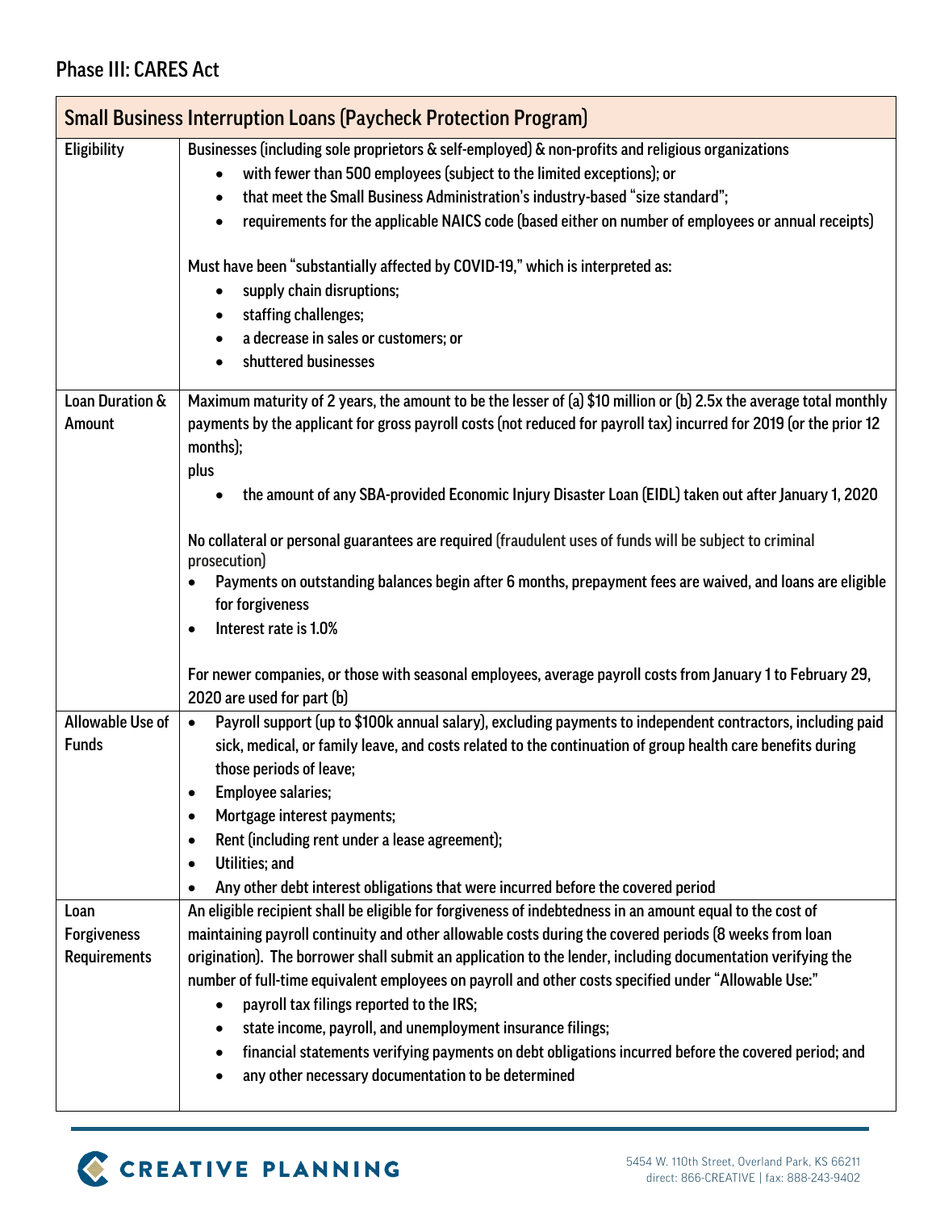## Phase III: CARES Act

| Small Business Interruption Loans (Paycheck Protection Program) | |
|---|---|
| Eligibility | Businesses (including sole proprietors & self-employed) & non-profits and religious organizations<br>• with fewer than 500 employees (subject to the limited exceptions); or<br>• that meet the Small Business Administration's industry-based "size standard";<br>• requirements for the applicable NAICS code (based either on number of employees or annual receipts)<br><br>Must have been "substantially affected by COVID-19," which is interpreted as:<br>• supply chain disruptions;<br>• staffing challenges;<br>• a decrease in sales or customers; or<br>• shuttered businesses |
| Loan Duration & Amount | Maximum maturity of 2 years, the amount to be the lesser of (a) \$10 million or (b) 2.5x the average total monthly payments by the applicant for gross payroll costs (not reduced for payroll tax) incurred for 2019 (or the prior 12 months);<br>plus<br>• the amount of any SBA-provided Economic Injury Disaster Loan (EIDL) taken out after January 1, 2020<br><br>No collateral or personal guarantees are required (fraudulent uses of funds will be subject to criminal prosecution)<br>• Payments on outstanding balances begin after 6 months, prepayment fees are waived, and loans are eligible for forgiveness<br>• Interest rate is 1.0%<br><br>For newer companies, or those with seasonal employees, average payroll costs from January 1 to February 29, 2020 are used for part (b) |
| Allowable Use of Funds | • Payroll support (up to \$100k annual salary), excluding payments to independent contractors, including paid sick, medical, or family leave, and costs related to the continuation of group health care benefits during those periods of leave;<br>• Employee salaries;<br>• Mortgage interest payments;<br>• Rent (including rent under a lease agreement);<br>• Utilities; and<br>• Any other debt interest obligations that were incurred before the covered period |
| Loan Forgiveness Requirements | An eligible recipient shall be eligible for forgiveness of indebtedness in an amount equal to the cost of maintaining payroll continuity and other allowable costs during the covered periods (8 weeks from loan origination). The borrower shall submit an application to the lender, including documentation verifying the number of full-time equivalent employees on payroll and other costs specified under "Allowable Use:"<br>• payroll tax filings reported to the IRS;<br>• state income, payroll, and unemployment insurance filings;<br>• financial statements verifying payments on debt obligations incurred before the covered period; and<br>• any other necessary documentation to be determined |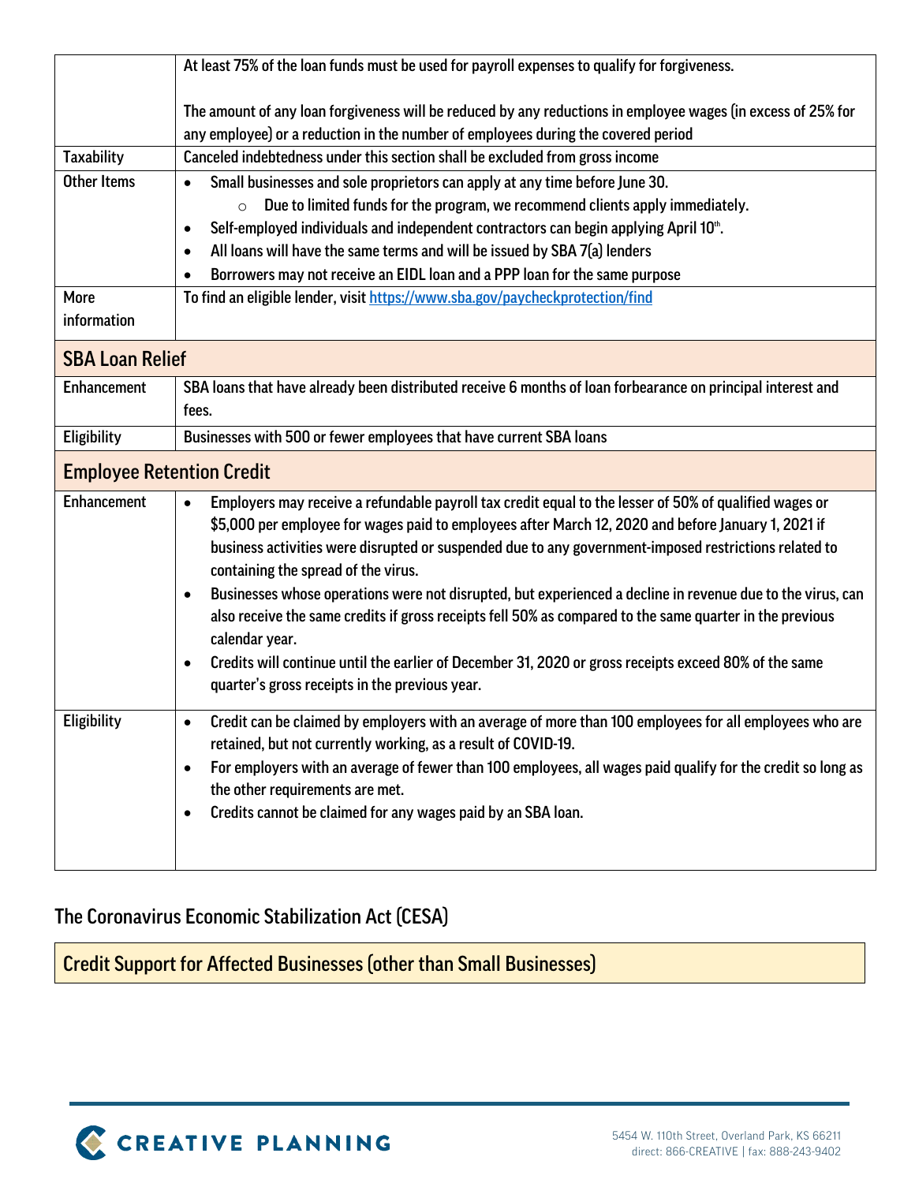| | |
|---|---|
| | At least 75% of the loan funds must be used for payroll expenses to qualify for forgiveness.<br><br>The amount of any loan forgiveness will be reduced by any reductions in employee wages (in excess of 25% for any employee) or a reduction in the number of employees during the covered period |
| Taxability | Canceled indebtedness under this section shall be excluded from gross income |
| Other Items | • Small businesses and sole proprietors can apply at any time before June 30.<br>  ○ Due to limited funds for the program, we recommend clients apply immediately.<br>• Self-employed individuals and independent contractors can begin applying April 10th.<br>• All loans will have the same terms and will be issued by SBA 7(a) lenders<br>• Borrowers may not receive an EIDL loan and a PPP loan for the same purpose |
| More information | To find an eligible lender, visit https://www.sba.gov/paycheckprotection/find |

## SBA Loan Relief

| | |
|---|---|
| Enhancement | SBA loans that have already been distributed receive 6 months of loan forbearance on principal interest and fees. |
| Eligibility | Businesses with 500 or fewer employees that have current SBA loans |

## Employee Retention Credit

| | |
|---|---|
| Enhancement | • Employers may receive a refundable payroll tax credit equal to the lesser of 50% of qualified wages or $5,000 per employee for wages paid to employees after March 12, 2020 and before January 1, 2021 if business activities were disrupted or suspended due to any government-imposed restrictions related to containing the spread of the virus.<br>• Businesses whose operations were not disrupted, but experienced a decline in revenue due to the virus, can also receive the same credits if gross receipts fell 50% as compared to the same quarter in the previous calendar year.<br>• Credits will continue until the earlier of December 31, 2020 or gross receipts exceed 80% of the same quarter's gross receipts in the previous year. |
| Eligibility | • Credit can be claimed by employers with an average of more than 100 employees for all employees who are retained, but not currently working, as a result of COVID-19.<br>• For employers with an average of fewer than 100 employees, all wages paid qualify for the credit so long as the other requirements are met.<br>• Credits cannot be claimed for any wages paid by an SBA loan. |

# The Coronavirus Economic Stabilization Act (CESA)

## Credit Support for Affected Businesses (other than Small Businesses)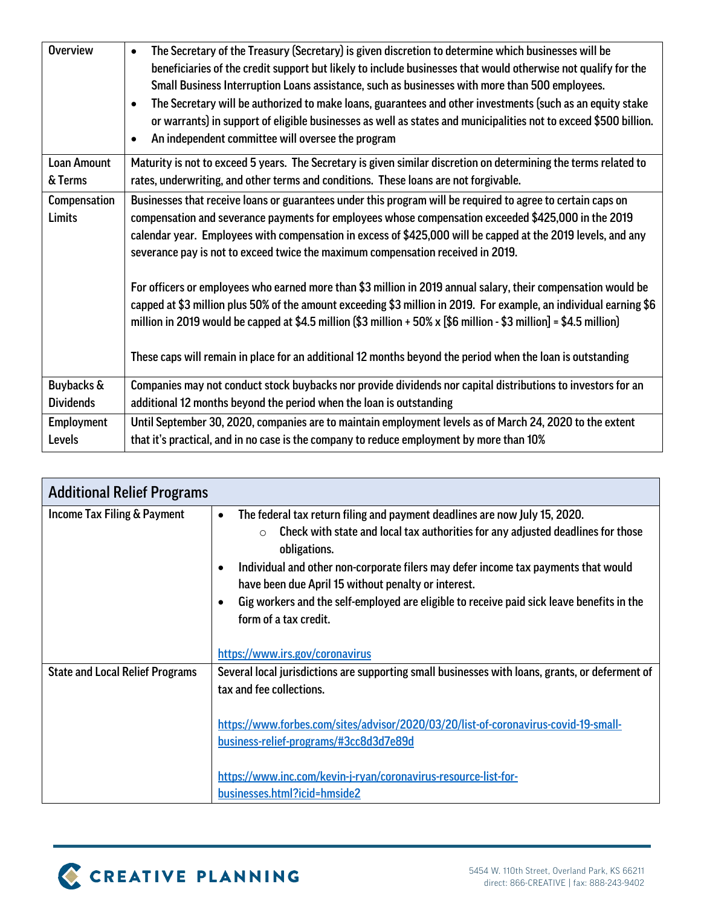| | |
|---|---|
| Overview | • The Secretary of the Treasury (Secretary) is given discretion to determine which businesses will be beneficiaries of the credit support but likely to include businesses that would otherwise not qualify for the Small Business Interruption Loans assistance, such as businesses with more than 500 employees.<br>• The Secretary will be authorized to make loans, guarantees and other investments (such as an equity stake or warrants) in support of eligible businesses as well as states and municipalities not to exceed \$500 billion.<br>• An independent committee will oversee the program |
| Loan Amount & Terms | Maturity is not to exceed 5 years. The Secretary is given similar discretion on determining the terms related to rates, underwriting, and other terms and conditions. These loans are not forgivable. |
| Compensation Limits | Businesses that receive loans or guarantees under this program will be required to agree to certain caps on compensation and severance payments for employees whose compensation exceeded \$425,000 in the 2019 calendar year. Employees with compensation in excess of \$425,000 will be capped at the 2019 levels, and any severance pay is not to exceed twice the maximum compensation received in 2019.<br><br>For officers or employees who earned more than \$3 million in 2019 annual salary, their compensation would be capped at \$3 million plus 50% of the amount exceeding \$3 million in 2019. For example, an individual earning \$6 million in 2019 would be capped at \$4.5 million (\$3 million + 50% x [\$6 million - \$3 million] = \$4.5 million)<br><br>These caps will remain in place for an additional 12 months beyond the period when the loan is outstanding |
| Buybacks & Dividends | Companies may not conduct stock buybacks nor provide dividends nor capital distributions to investors for an additional 12 months beyond the period when the loan is outstanding |
| Employment Levels | Until September 30, 2020, companies are to maintain employment levels as of March 24, 2020 to the extent that it's practical, and in no case is the company to reduce employment by more than 10% |

| Additional Relief Programs | |
|---|---|
| Income Tax Filing & Payment | • The federal tax return filing and payment deadlines are now July 15, 2020.<br>  ○ Check with state and local tax authorities for any adjusted deadlines for those obligations.<br>• Individual and other non-corporate filers may defer income tax payments that would have been due April 15 without penalty or interest.<br>• Gig workers and the self-employed are eligible to receive paid sick leave benefits in the form of a tax credit.<br><br>https://www.irs.gov/coronavirus |
| State and Local Relief Programs | Several local jurisdictions are supporting small businesses with loans, grants, or deferment of tax and fee collections.<br><br>https://www.forbes.com/sites/advisor/2020/03/20/list-of-coronavirus-covid-19-small-business-relief-programs/#3cc8d3d7e89d<br><br>https://www.inc.com/kevin-j-ryan/coronavirus-resource-list-for-businesses.html?icid=hmside2 |

CREATIVE PLANNING

5454 W. 110th Street, Overland Park, KS 66211
direct: 866-CREATIVE | fax: 888-243-9402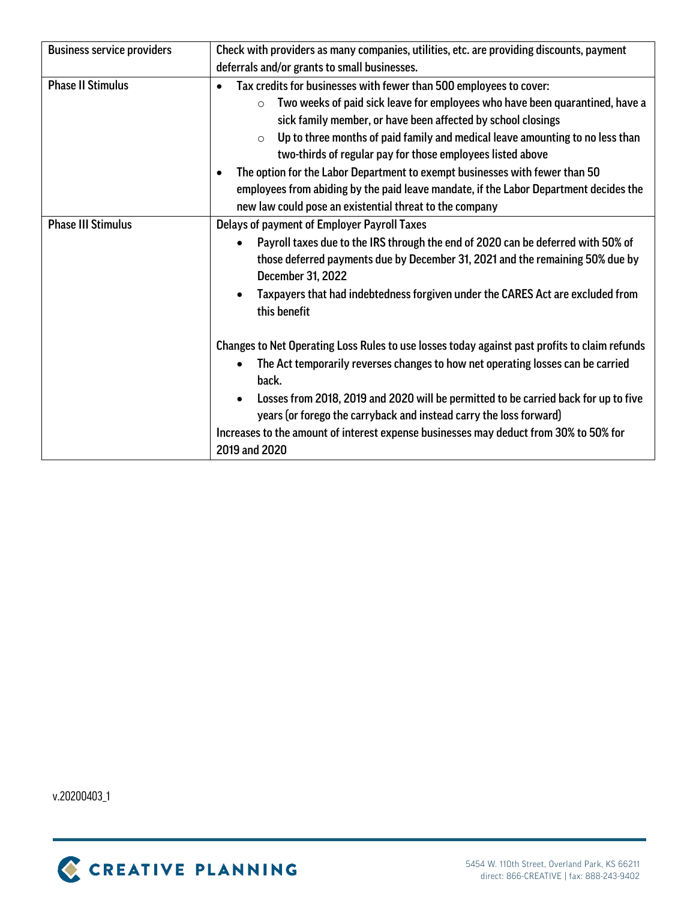| | |
|---|---|
| Business service providers | Check with providers as many companies, utilities, etc. are providing discounts, payment deferrals and/or grants to small businesses. |
| Phase II Stimulus | • Tax credits for businesses with fewer than 500 employees to cover:<br>  ○ Two weeks of paid sick leave for employees who have been quarantined, have a sick family member, or have been affected by school closings<br>  ○ Up to three months of paid family and medical leave amounting to no less than two-thirds of regular pay for those employees listed above<br>• The option for the Labor Department to exempt businesses with fewer than 50 employees from abiding by the paid leave mandate, if the Labor Department decides the new law could pose an existential threat to the company |
| Phase III Stimulus | Delays of payment of Employer Payroll Taxes<br>• Payroll taxes due to the IRS through the end of 2020 can be deferred with 50% of those deferred payments due by December 31, 2021 and the remaining 50% due by December 31, 2022<br>• Taxpayers that had indebtedness forgiven under the CARES Act are excluded from this benefit<br><br>Changes to Net Operating Loss Rules to use losses today against past profits to claim refunds<br>• The Act temporarily reverses changes to how net operating losses can be carried back.<br>• Losses from 2018, 2019 and 2020 will be permitted to be carried back for up to five years (or forego the carryback and instead carry the loss forward)<br>Increases to the amount of interest expense businesses may deduct from 30% to 50% for 2019 and 2020 |

v.20200403_1

CREATIVE PLANNING

5454 W. 110th Street, Overland Park, KS 66211
direct: 866-CREATIVE | fax: 888-243-9402